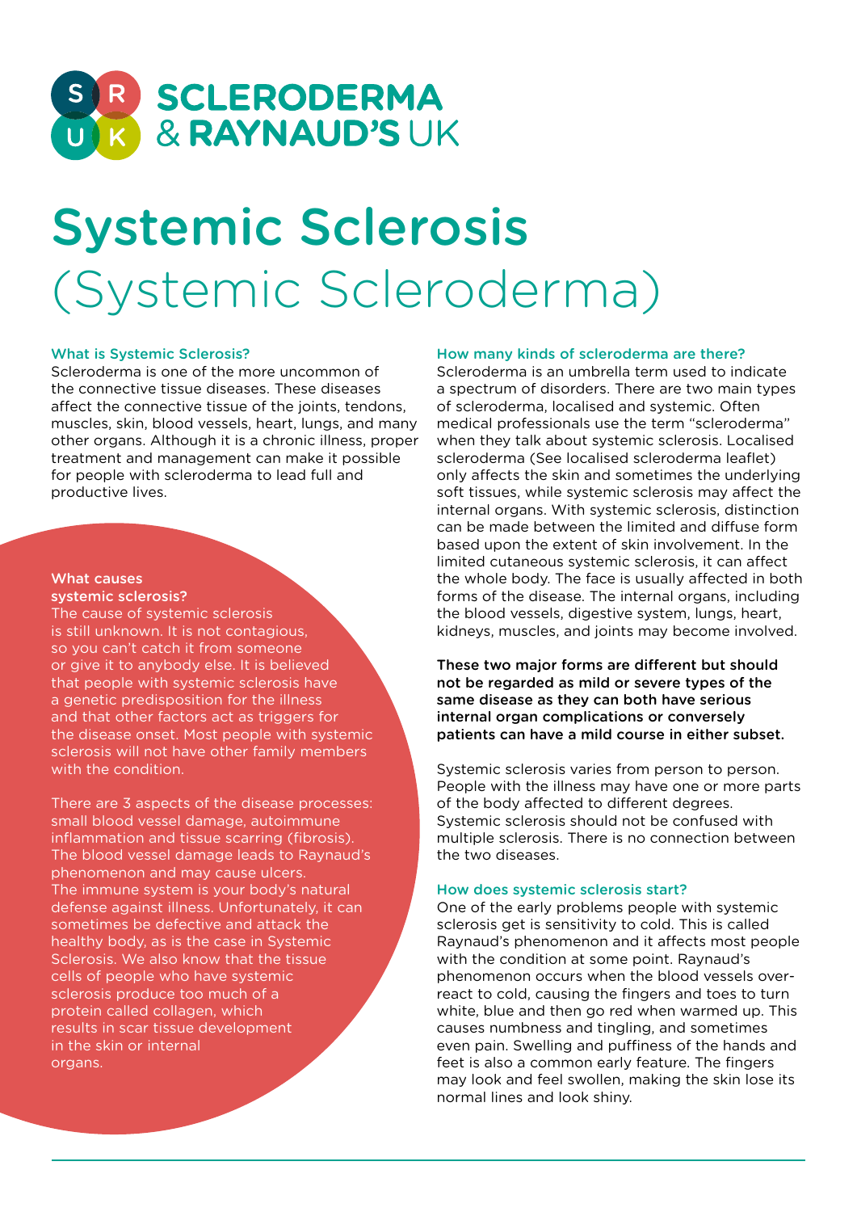SCLEORDERMA & RAYNAUD'S UK

# Systemic Sclerosis (Systemic Scleroderma)

### What is Systemic Sclerosis?

Scleroderma is one of the more uncommon of the connective tissue diseases. These diseases affect the connective tissue of the joints, tendons, muscles, skin, blood vessels, heart, lungs, and many other organs. Although it is a chronic illness, proper treatment and management can make it possible for people with scleroderma to lead full and productive lives.

### What causes systemic sclerosis?

The cause of systemic sclerosis is still unknown. It is not contagious, so you can't catch it from someone or give it to anybody else. It is believed that people with systemic sclerosis have a genetic predisposition for the illness and that other factors act as triggers for the disease onset. Most people with systemic sclerosis will not have other family members with the condition.

There are 3 aspects of the disease processes: small blood vessel damage, autoimmune inflammation and tissue scarring (fibrosis). The blood vessel damage leads to Raynaud's phenomenon and may cause ulcers. The immune system is your body's natural defense against illness. Unfortunately, it can sometimes be defective and attack the healthy body, as is the case in Systemic Sclerosis. We also know that the tissue cells of people who have systemic sclerosis produce too much of a protein called collagen, which results in scar tissue development in the skin or internal organs.

### How many kinds of scleroderma are there?

Scleroderma is an umbrella term used to indicate a spectrum of disorders. There are two main types of scleroderma, localised and systemic. Often medical professionals use the term "scleroderma" when they talk about systemic sclerosis. Localised scleroderma (See localised scleroderma leaflet) only affects the skin and sometimes the underlying soft tissues, while systemic sclerosis may affect the internal organs. With systemic sclerosis, distinction can be made between the limited and diffuse form based upon the extent of skin involvement. In the limited cutaneous systemic sclerosis, it can affect the whole body. The face is usually affected in both forms of the disease. The internal organs, including the blood vessels, digestive system, lungs, heart, kidneys, muscles, and joints may become involved.

**These two major forms are different but should not be regarded as mild or severe types of the same disease as they can both have serious internal organ complications or conversely patients can have a mild course in either subset.**

Systemic sclerosis varies from person to person. People with the illness may have one or more parts of the body affected to different degrees. Systemic sclerosis should not be confused with multiple sclerosis. There is no connection between the two diseases.

### How does systemic sclerosis start?

One of the early problems people with systemic sclerosis get is sensitivity to cold. This is called Raynaud's phenomenon and it affects most people with the condition at some point. Raynaud's phenomenon occurs when the blood vessels over-react to cold, causing the fingers and toes to turn white, blue and then go red when warmed up. This causes numbness and tingling, and sometimes even pain. Swelling and puffiness of the hands and feet is also a common early feature. The fingers may look and feel swollen, making the skin lose its normal lines and look shiny.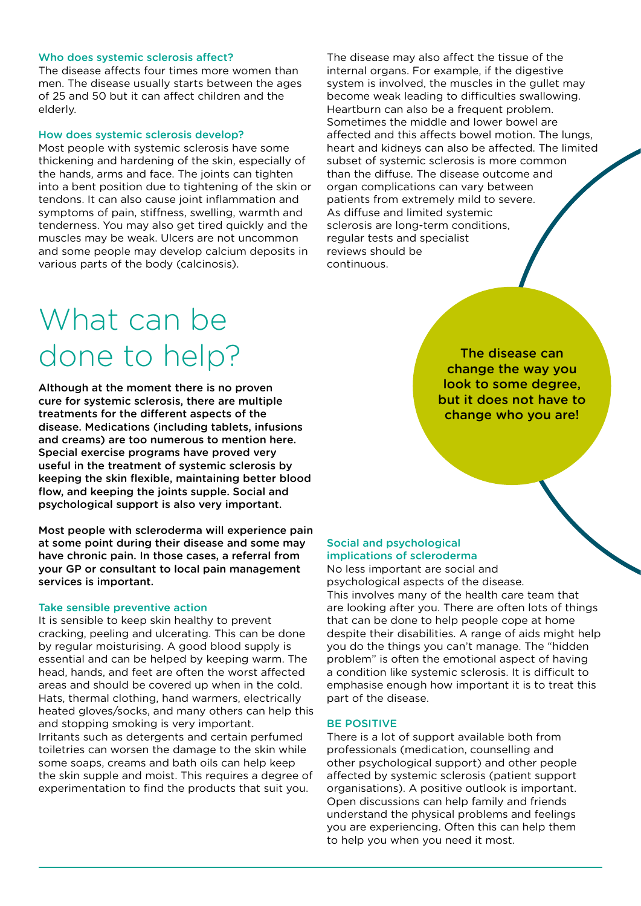### Who does systemic sclerosis affect?

The disease affects four times more women than men. The disease usually starts between the ages of 25 and 50 but it can affect children and the elderly.

### How does systemic sclerosis develop?

Most people with systemic sclerosis have some thickening and hardening of the skin, especially of the hands, arms and face. The joints can tighten into a bent position due to tightening of the skin or tendons. It can also cause joint inflammation and symptoms of pain, stiffness, swelling, warmth and tenderness. You may also get tired quickly and the muscles may be weak. Ulcers are not uncommon and some people may develop calcium deposits in various parts of the body (calcinosis).

The disease may also affect the tissue of the internal organs. For example, if the digestive system is involved, the muscles in the gullet may become weak leading to difficulties swallowing. Heartburn can also be a frequent problem. Sometimes the middle and lower bowel are affected and this affects bowel motion. The lungs, heart and kidneys can also be affected. The limited subset of systemic sclerosis is more common than the diffuse. The disease outcome and organ complications can vary between patients from extremely mild to severe. As diffuse and limited systemic sclerosis are long-term conditions, regular tests and specialist reviews should be continuous.

# What can be done to help?

**Although at the moment there is no proven cure for systemic sclerosis, there are multiple treatments for the different aspects of the disease. Medications (including tablets, infusions and creams) are too numerous to mention here. Special exercise programs have proved very useful in the treatment of systemic sclerosis by keeping the skin flexible, maintaining better blood flow, and keeping the joints supple. Social and psychological support is also very important.**

**Most people with scleroderma will experience pain at some point during their disease and some may have chronic pain. In those cases, a referral from your GP or consultant to local pain management services is important.**

**The disease can change the way you look to some degree, but it does not have to change who you are!**

### Take sensible preventive action

It is sensible to keep skin healthy to prevent cracking, peeling and ulcerating. This can be done by regular moisturising. A good blood supply is essential and can be helped by keeping warm. The head, hands, and feet are often the worst affected areas and should be covered up when in the cold. Hats, thermal clothing, hand warmers, electrically heated gloves/socks, and many others can help this and stopping smoking is very important. Irritants such as detergents and certain perfumed toiletries can worsen the damage to the skin while some soaps, creams and bath oils can help keep the skin supple and moist. This requires a degree of experimentation to find the products that suit you.

### Social and psychological implications of scleroderma

No less important are social and psychological aspects of the disease. This involves many of the health care team that are looking after you. There are often lots of things that can be done to help people cope at home despite their disabilities. A range of aids might help you do the things you can't manage. The "hidden problem" is often the emotional aspect of having a condition like systemic sclerosis. It is difficult to emphasise enough how important it is to treat this part of the disease.

### BE POSITIVE

There is a lot of support available both from professionals (medication, counselling and other psychological support) and other people affected by systemic sclerosis (patient support organisations). A positive outlook is important. Open discussions can help family and friends understand the physical problems and feelings you are experiencing. Often this can help them to help you when you need it most.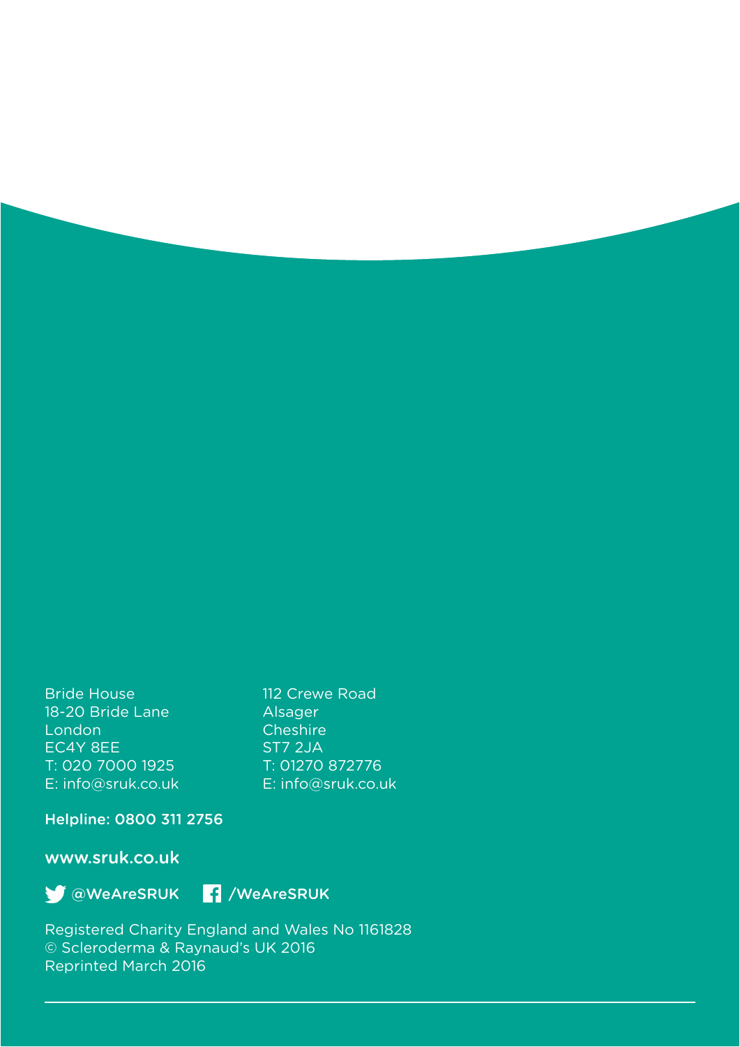Bride House
18-20 Bride Lane
London
EC4Y 8EE
T: 020 7000 1925
E: info@sruk.co.uk

112 Crewe Road
Alsager
Cheshire
ST7 2JA
T: 01270 872776
E: info@sruk.co.uk

**Helpline: 0800 311 2756**

**www.sruk.co.uk**

**@WeAreSRUK** **/WeAreSRUK**

Registered Charity England and Wales No 1161828
© Scleroderma & Raynaud's UK 2016
Reprinted March 2016